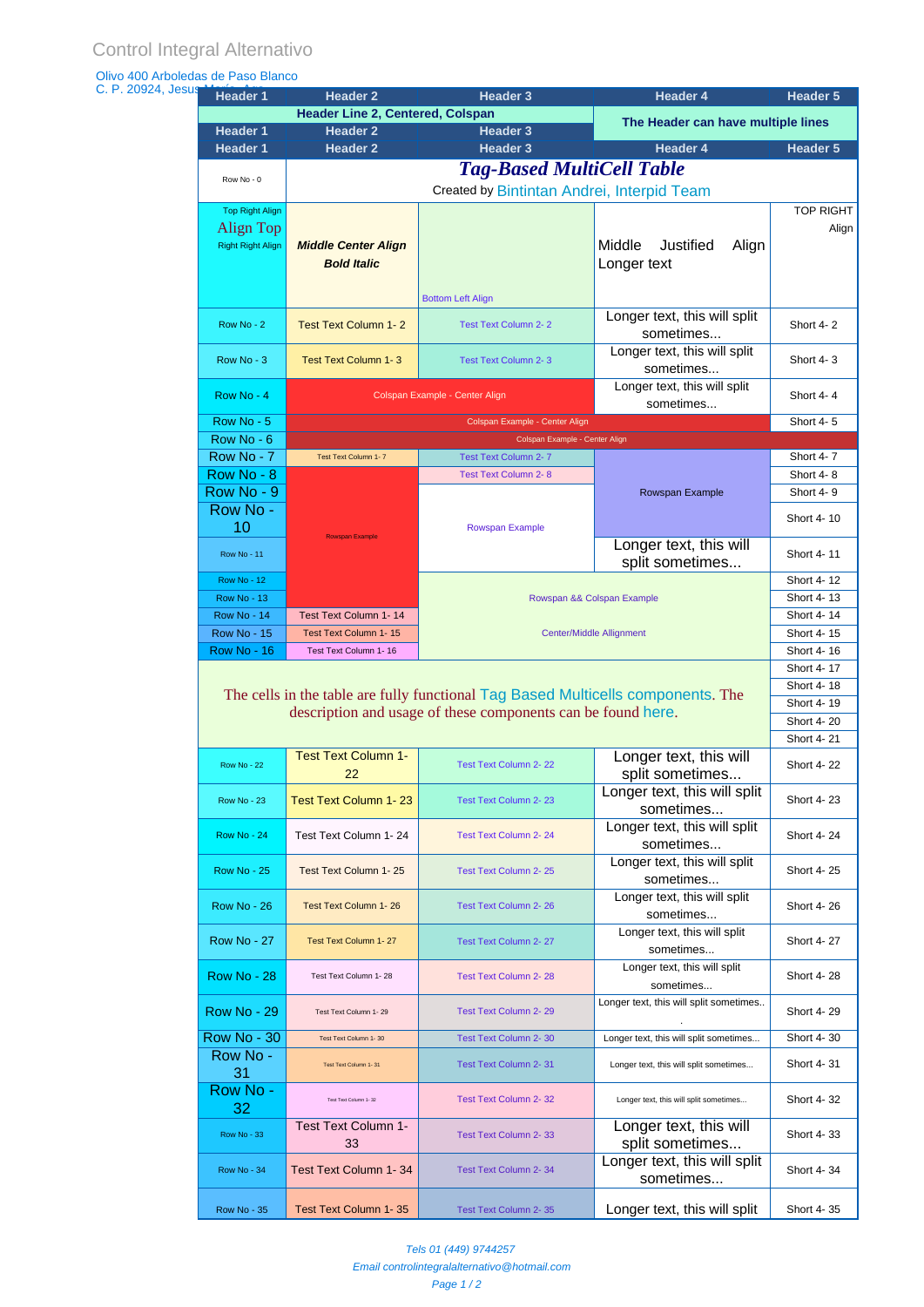Control Integral Alternativo

Olivo 400 Arboledas de Paso Blanco
C. P. 20924, Jesus

| Header 1 | Header 2 | Header 3 | Header 4 | Header 5 |
|---|---|---|---|---|
| Header Line 2, Centered, Colspan | | | The Header can have multiple lines | |
| Header 1 | Header 2 | Header 3 | | |
| Header 1 | Header 2 | Header 3 | Header 4 | Header 5 |
| Row No - 0 | ***Tag-Based MultiCell Table*** Created by Bintintan Andrei, Interpid Team | | | |
| Top Right Align Align Top Right Right Align | ***Middle Center Align Bold Italic*** | Bottom Left Align | Middle Justified Align Longer text | TOP RIGHT Align |
| Row No - 2 | Test Text Column 1- 2 | Test Text Column 2- 2 | Longer text, this will split sometimes... | Short 4- 2 |
| Row No - 3 | Test Text Column 1- 3 | Test Text Column 2- 3 | Longer text, this will split sometimes... | Short 4- 3 |
| Row No - 4 | Colspan Example - Center Align | | Longer text, this will split sometimes... | Short 4- 4 |
| Row No - 5 | Colspan Example - Center Align | | | Short 4- 5 |
| Row No - 6 | Colspan Example - Center Align | | | |
| Row No - 7 | Test Text Column 1- 7 | Test Text Column 2- 7 | Rowspan Example | Short 4- 7 |
| Row No - 8 | Rowspan Example | Test Text Column 2- 8 | | Short 4- 8 |
| Row No - 9 | | Rowspan Example | | Short 4- 9 |
| Row No - 10 | | | | Short 4- 10 |
| Row No - 11 | | | Longer text, this will split sometimes... | Short 4- 11 |
| Row No - 12 | | Rowspan && Colspan Example Center/Middle Allignment | | Short 4- 12 |
| Row No - 13 | | | | Short 4- 13 |
| Row No - 14 | Test Text Column 1- 14 | | | Short 4- 14 |
| Row No - 15 | Test Text Column 1- 15 | | | Short 4- 15 |
| Row No - 16 | Test Text Column 1- 16 | | | Short 4- 16 |
| The cells in the table are fully functional Tag Based Multicells components. The description and usage of these components can be found here. | | | | Short 4- 17 |
| | | | | Short 4- 18 |
| | | | | Short 4- 19 |
| | | | | Short 4- 20 |
| | | | | Short 4- 21 |
| Row No - 22 | Test Text Column 1- 22 | Test Text Column 2- 22 | Longer text, this will split sometimes... | Short 4- 22 |
| Row No - 23 | Test Text Column 1- 23 | Test Text Column 2- 23 | Longer text, this will split sometimes... | Short 4- 23 |
| Row No - 24 | Test Text Column 1- 24 | Test Text Column 2- 24 | Longer text, this will split sometimes... | Short 4- 24 |
| Row No - 25 | Test Text Column 1- 25 | Test Text Column 2- 25 | Longer text, this will split sometimes... | Short 4- 25 |
| Row No - 26 | Test Text Column 1- 26 | Test Text Column 2- 26 | Longer text, this will split sometimes... | Short 4- 26 |
| Row No - 27 | Test Text Column 1- 27 | Test Text Column 2- 27 | Longer text, this will split sometimes... | Short 4- 27 |
| Row No - 28 | Test Text Column 1- 28 | Test Text Column 2- 28 | Longer text, this will split sometimes... | Short 4- 28 |
| Row No - 29 | Test Text Column 1- 29 | Test Text Column 2- 29 | Longer text, this will split sometimes... | Short 4- 29 |
| Row No - 30 | Test Text Column 1- 30 | Test Text Column 2- 30 | Longer text, this will split sometimes... | Short 4- 30 |
| Row No - 31 | Test Text Column 1- 31 | Test Text Column 2- 31 | Longer text, this will split sometimes... | Short 4- 31 |
| Row No - 32 | Test Text Column 1- 32 | Test Text Column 2- 32 | Longer text, this will split sometimes... | Short 4- 32 |
| Row No - 33 | Test Text Column 1- 33 | Test Text Column 2- 33 | Longer text, this will split sometimes... | Short 4- 33 |
| Row No - 34 | Test Text Column 1- 34 | Test Text Column 2- 34 | Longer text, this will split sometimes... | Short 4- 34 |
| Row No - 35 | Test Text Column 1- 35 | Test Text Column 2- 35 | Longer text, this will split | Short 4- 35 |

*Tels 01 (449) 9744257*

*Email controlintegralalternativo@hotmail.com*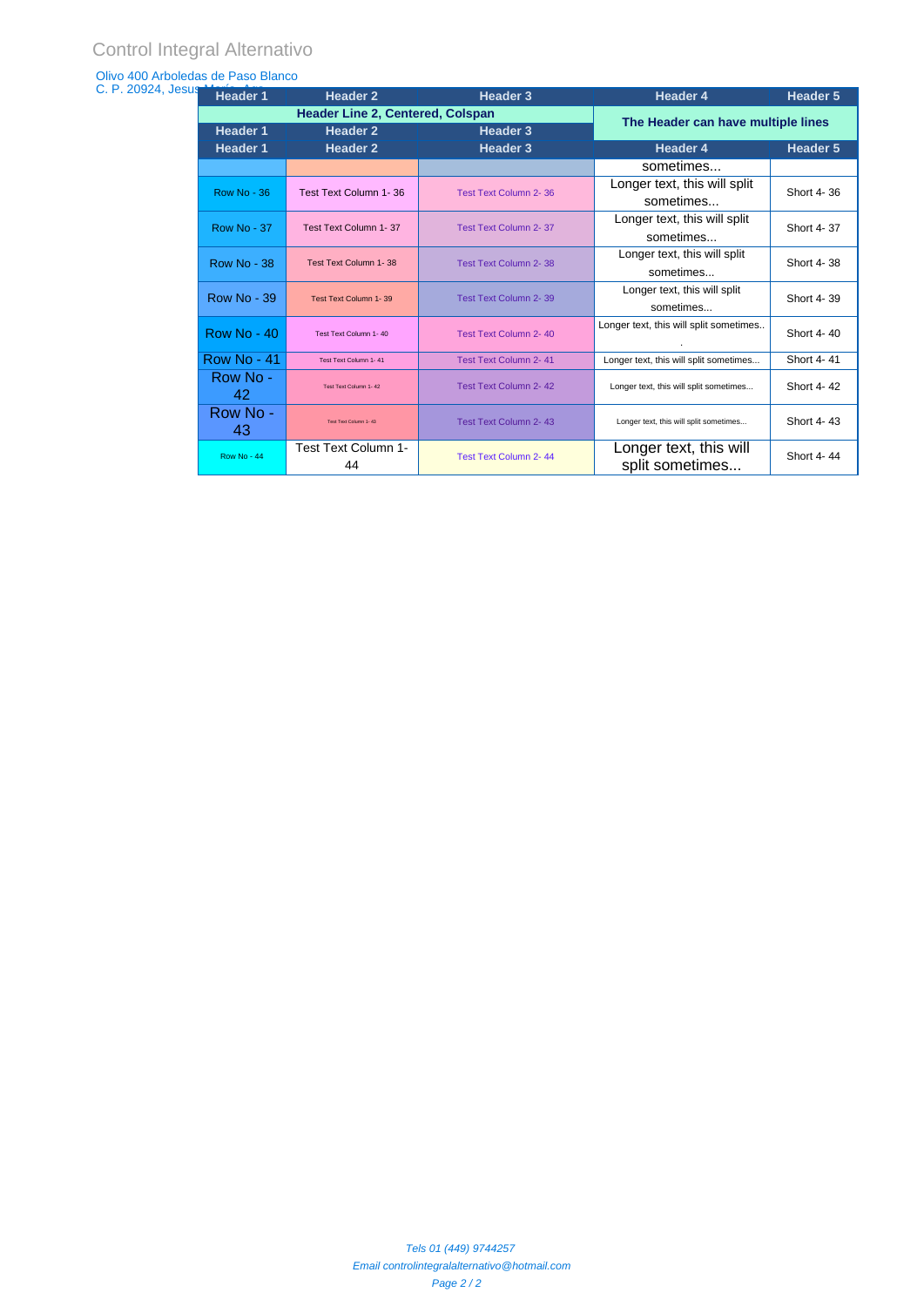Control Integral Alternativo

Olivo 400 Arboledas de Paso Blanco
C. P. 20924, Jesus María, Ags.

| Header 1 | Header 2 | Header 3 | Header 4 | Header 5 |
|---|---|---|---|---|
| Header Line 2, Centered, Colspan | | | The Header can have multiple lines | |
| Header 1 | Header 2 | Header 3 | | |
| Header 1 | Header 2 | Header 3 | Header 4 | Header 5 |
| | | | sometimes... | |
| Row No - 36 | Test Text Column 1- 36 | Test Text Column 2- 36 | Longer text, this will split sometimes... | Short 4- 36 |
| Row No - 37 | Test Text Column 1- 37 | Test Text Column 2- 37 | Longer text, this will split sometimes... | Short 4- 37 |
| Row No - 38 | Test Text Column 1- 38 | Test Text Column 2- 38 | Longer text, this will split sometimes... | Short 4- 38 |
| Row No - 39 | Test Text Column 1- 39 | Test Text Column 2- 39 | Longer text, this will split sometimes... | Short 4- 39 |
| Row No - 40 | Test Text Column 1- 40 | Test Text Column 2- 40 | Longer text, this will split sometimes... | Short 4- 40 |
| Row No - 41 | Test Text Column 1- 41 | Test Text Column 2- 41 | Longer text, this will split sometimes... | Short 4- 41 |
| Row No - 42 | Test Text Column 1- 42 | Test Text Column 2- 42 | Longer text, this will split sometimes... | Short 4- 42 |
| Row No - 43 | Test Text Column 1- 43 | Test Text Column 2- 43 | Longer text, this will split sometimes... | Short 4- 43 |
| Row No - 44 | Test Text Column 1- 44 | Test Text Column 2- 44 | Longer text, this will split sometimes... | Short 4- 44 |

*Tels 01 (449) 9744257*
*Email controlintegralalternativo@hotmail.com*